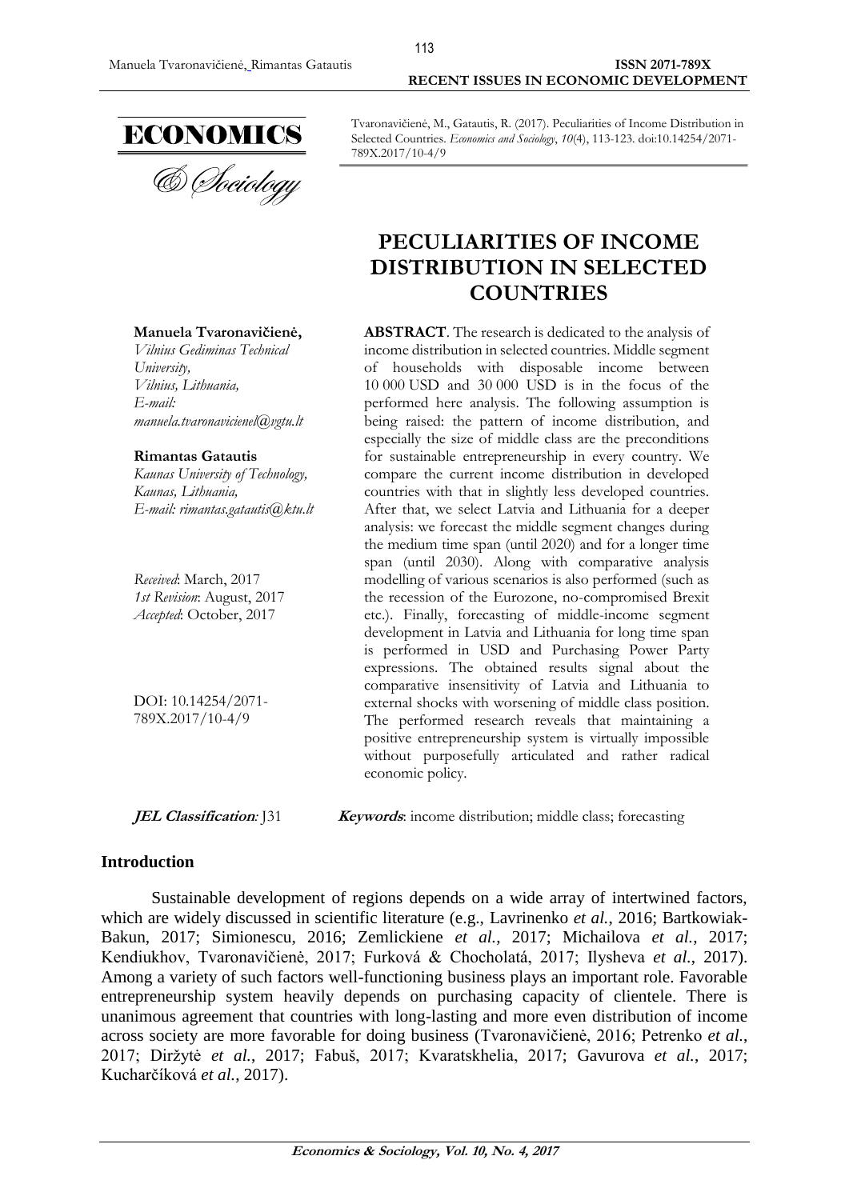Tvaronavičienė, M., Gatautis, R. (2017). Peculiarities of Income Distribution in Selected Countries. *Economics and Sociology*, *10*(4), 113-123. doi:10.14254/2071-789X.2017/10-4/9

# PECULIARITIES OF INCOME DISTRIBUTION IN SELECTED COUNTRIES

**Manuela Tvaronavičienė,**
*Vilnius Gediminas Technical University,*
*Vilnius, Lithuania,*
*E-mail:*
*manuela.tvaronaviciene@vgtu.lt*

**Rimantas Gatautis**
*Kaunas University of Technology,*
*Kaunas, Lithuania,*
*E-mail: rimantas.gatautis@ktu.lt*

*Received*: March, 2017
*1st Revision*: August, 2017
*Accepted*: October, 2017

DOI: 10.14254/2071-789X.2017/10-4/9

**ABSTRACT**. The research is dedicated to the analysis of income distribution in selected countries. Middle segment of households with disposable income between 10 000 USD and 30 000 USD is in the focus of the performed here analysis. The following assumption is being raised: the pattern of income distribution, and especially the size of middle class are the preconditions for sustainable entrepreneurship in every country. We compare the current income distribution in developed countries with that in slightly less developed countries. After that, we select Latvia and Lithuania for a deeper analysis: we forecast the middle segment changes during the medium time span (until 2020) and for a longer time span (until 2030). Along with comparative analysis modelling of various scenarios is also performed (such as the recession of the Eurozone, no-compromised Brexit etc.). Finally, forecasting of middle-income segment development in Latvia and Lithuania for long time span is performed in USD and Purchasing Power Party expressions. The obtained results signal about the comparative insensitivity of Latvia and Lithuania to external shocks with worsening of middle class position. The performed research reveals that maintaining a positive entrepreneurship system is virtually impossible without purposefully articulated and rather radical economic policy.

***JEL Classification**:* J31 ***Keywords***: income distribution; middle class; forecasting

## Introduction

Sustainable development of regions depends on a wide array of intertwined factors, which are widely discussed in scientific literature (e.g., Lavrinenko *et al.*, 2016; Bartkowiak-Bakun, 2017; Simionescu, 2016; Zemlickiene *et al.*, 2017; Michailova *et al.*, 2017; Kendiukhov, Tvaronavičienė, 2017; Furková & Chocholatá, 2017; Ilysheva *et al.*, 2017). Among a variety of such factors well-functioning business plays an important role. Favorable entrepreneurship system heavily depends on purchasing capacity of clientele. There is unanimous agreement that countries with long-lasting and more even distribution of income across society are more favorable for doing business (Tvaronavičienė, 2016; Petrenko *et al.*, 2017; Diržytė *et al.*, 2017; Fabuš, 2017; Kvaratskhelia, 2017; Gavurova *et al.*, 2017; Kucharčíková *et al.*, 2017).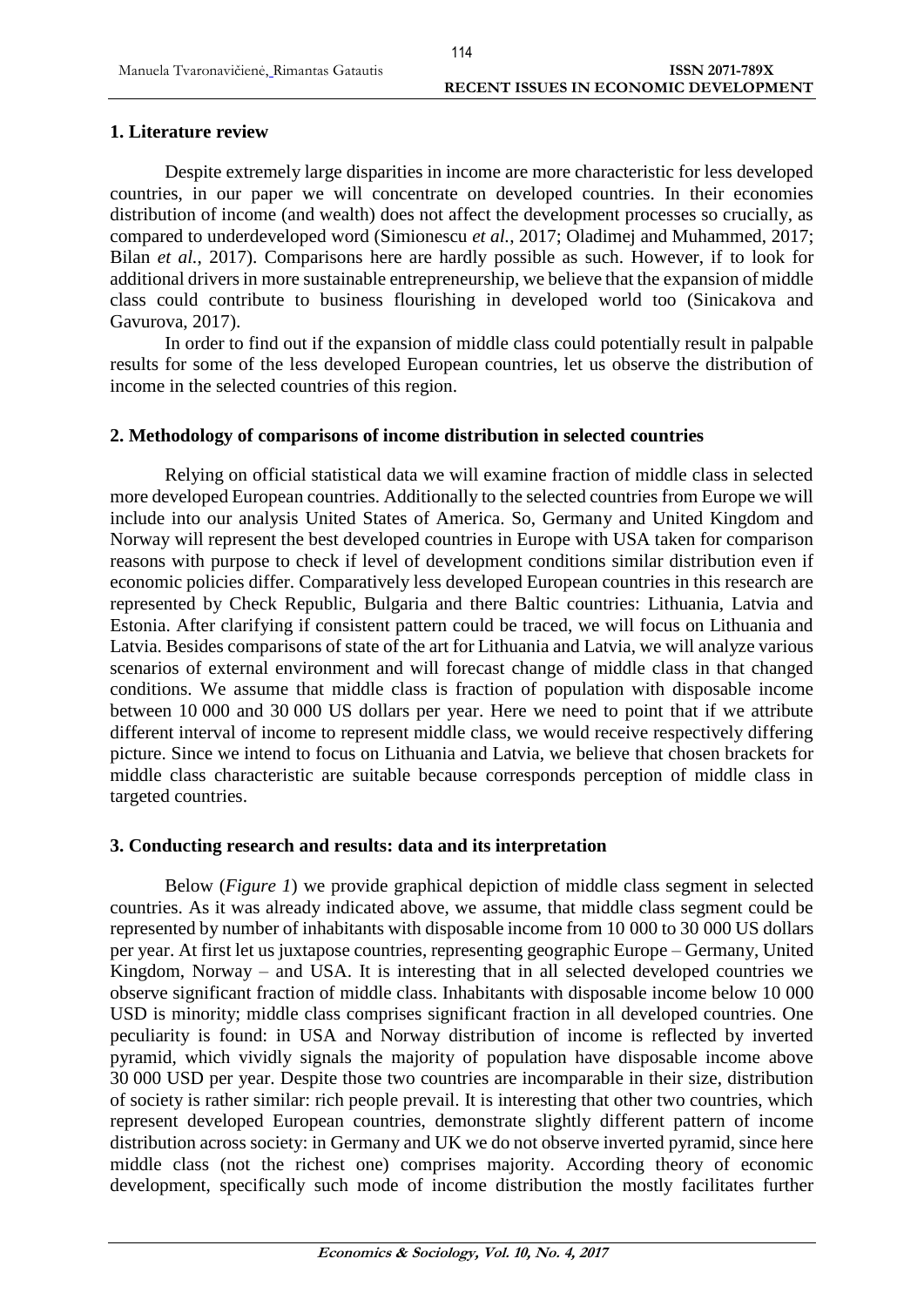## 1. Literature review

Despite extremely large disparities in income are more characteristic for less developed countries, in our paper we will concentrate on developed countries. In their economies distribution of income (and wealth) does not affect the development processes so crucially, as compared to underdeveloped word (Simionescu *et al.*, 2017; Oladimej and Muhammed, 2017; Bilan *et al.*, 2017). Comparisons here are hardly possible as such. However, if to look for additional drivers in more sustainable entrepreneurship, we believe that the expansion of middle class could contribute to business flourishing in developed world too (Sinicakova and Gavurova, 2017).

In order to find out if the expansion of middle class could potentially result in palpable results for some of the less developed European countries, let us observe the distribution of income in the selected countries of this region.

## 2. Methodology of comparisons of income distribution in selected countries

Relying on official statistical data we will examine fraction of middle class in selected more developed European countries. Additionally to the selected countries from Europe we will include into our analysis United States of America. So, Germany and United Kingdom and Norway will represent the best developed countries in Europe with USA taken for comparison reasons with purpose to check if level of development conditions similar distribution even if economic policies differ. Comparatively less developed European countries in this research are represented by Check Republic, Bulgaria and there Baltic countries: Lithuania, Latvia and Estonia. After clarifying if consistent pattern could be traced, we will focus on Lithuania and Latvia. Besides comparisons of state of the art for Lithuania and Latvia, we will analyze various scenarios of external environment and will forecast change of middle class in that changed conditions. We assume that middle class is fraction of population with disposable income between 10 000 and 30 000 US dollars per year. Here we need to point that if we attribute different interval of income to represent middle class, we would receive respectively differing picture. Since we intend to focus on Lithuania and Latvia, we believe that chosen brackets for middle class characteristic are suitable because corresponds perception of middle class in targeted countries.

## 3. Conducting research and results: data and its interpretation

Below (*Figure 1*) we provide graphical depiction of middle class segment in selected countries. As it was already indicated above, we assume, that middle class segment could be represented by number of inhabitants with disposable income from 10 000 to 30 000 US dollars per year. At first let us juxtapose countries, representing geographic Europe – Germany, United Kingdom, Norway – and USA. It is interesting that in all selected developed countries we observe significant fraction of middle class. Inhabitants with disposable income below 10 000 USD is minority; middle class comprises significant fraction in all developed countries. One peculiarity is found: in USA and Norway distribution of income is reflected by inverted pyramid, which vividly signals the majority of population have disposable income above 30 000 USD per year. Despite those two countries are incomparable in their size, distribution of society is rather similar: rich people prevail. It is interesting that other two countries, which represent developed European countries, demonstrate slightly different pattern of income distribution across society: in Germany and UK we do not observe inverted pyramid, since here middle class (not the richest one) comprises majority. According theory of economic development, specifically such mode of income distribution the mostly facilitates further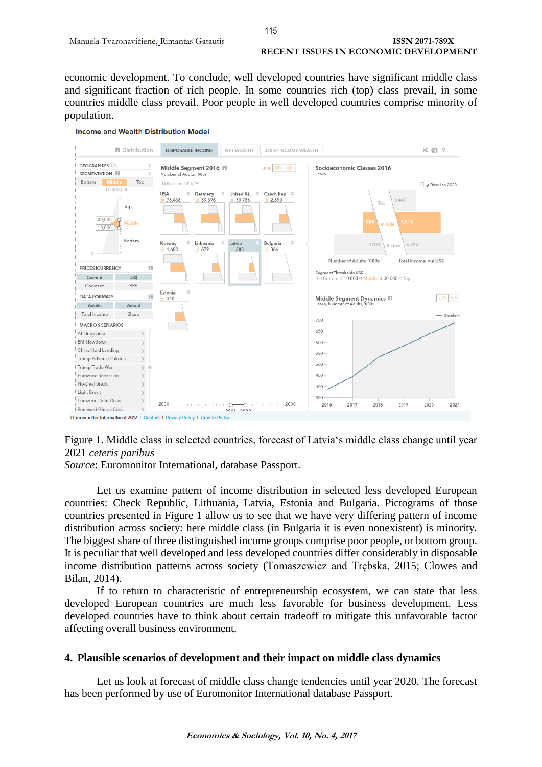economic development. To conclude, well developed countries have significant middle class and significant fraction of rich people. In some countries rich (top) class prevail, in some countries middle class prevail. Poor people in well developed countries comprise minority of population.

Figure 1. Middle class in selected countries, forecast of Latvia's middle class change until year 2021 *ceteris paribus*

*Source*: Euromonitor International, database Passport.

Let us examine pattern of income distribution in selected less developed European countries: Check Republic, Lithuania, Latvia, Estonia and Bulgaria. Pictograms of those countries presented in Figure 1 allow us to see that we have very differing pattern of income distribution across society: here middle class (in Bulgaria it is even nonexistent) is minority. The biggest share of three distinguished income groups comprise poor people, or bottom group. It is peculiar that well developed and less developed countries differ considerably in disposable income distribution patterns across society (Tomaszewicz and Trębska, 2015; Clowes and Bilan, 2014).

If to return to characteristic of entrepreneurship ecosystem, we can state that less developed European countries are much less favorable for business development. Less developed countries have to think about certain tradeoff to mitigate this unfavorable factor affecting overall business environment.

## 4. Plausible scenarios of development and their impact on middle class dynamics

Let us look at forecast of middle class change tendencies until year 2020. The forecast has been performed by use of Euromonitor International database Passport.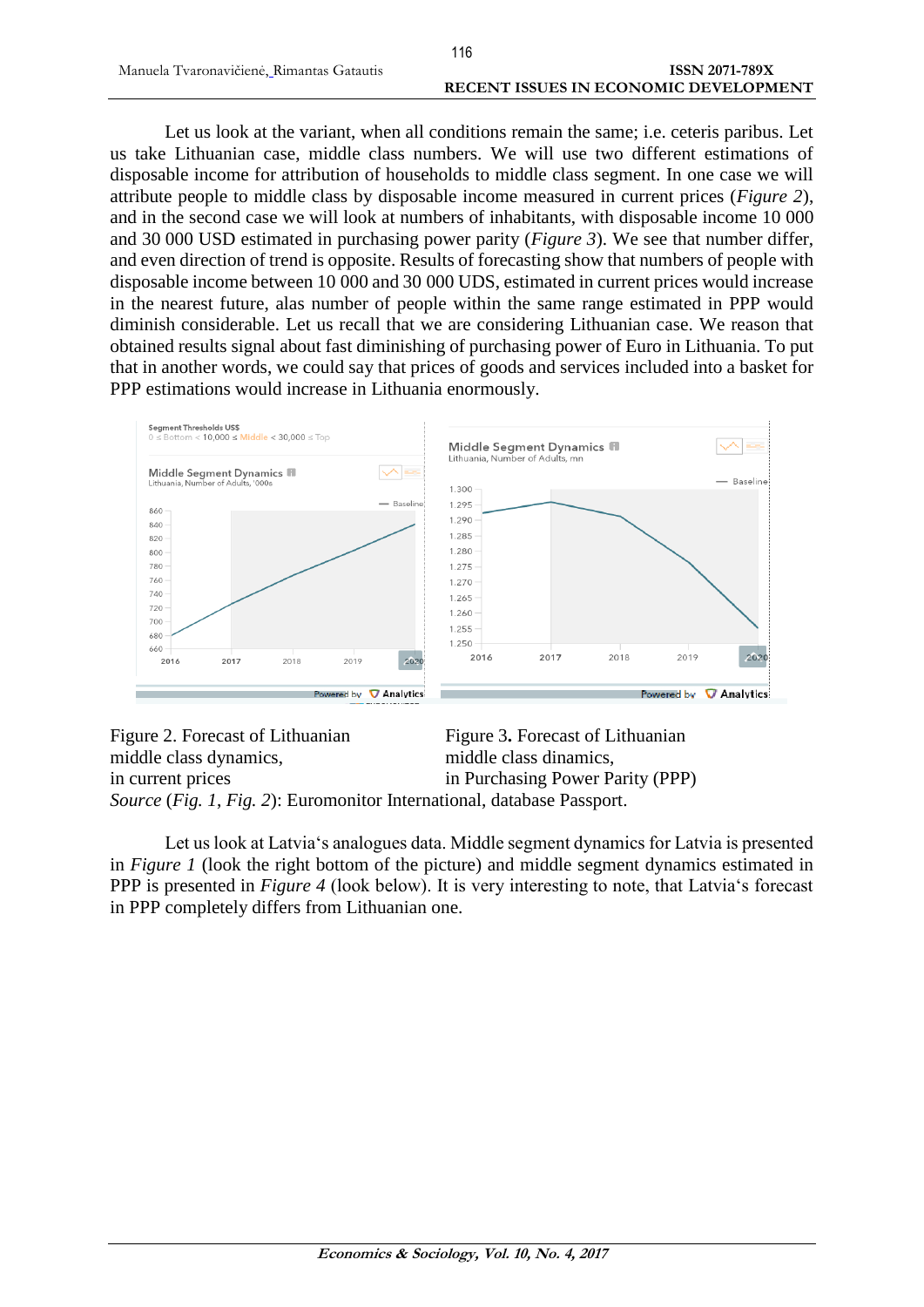Let us look at the variant, when all conditions remain the same; i.e. ceteris paribus. Let us take Lithuanian case, middle class numbers. We will use two different estimations of disposable income for attribution of households to middle class segment. In one case we will attribute people to middle class by disposable income measured in current prices (*Figure 2*), and in the second case we will look at numbers of inhabitants, with disposable income 10 000 and 30 000 USD estimated in purchasing power parity (*Figure 3*). We see that number differ, and even direction of trend is opposite. Results of forecasting show that numbers of people with disposable income between 10 000 and 30 000 UDS, estimated in current prices would increase in the nearest future, alas number of people within the same range estimated in PPP would diminish considerable. Let us recall that we are considering Lithuanian case. We reason that obtained results signal about fast diminishing of purchasing power of Euro in Lithuania. To put that in another words, we could say that prices of goods and services included into a basket for PPP estimations would increase in Lithuania enormously.

Figure 2. Forecast of Lithuanian middle class dynamics, in current prices

Figure 3**.** Forecast of Lithuanian middle class dinamics, in Purchasing Power Parity (PPP)

*Source* (*Fig. 1*, *Fig. 2*): Euromonitor International, database Passport.

Let us look at Latvia‘s analogues data. Middle segment dynamics for Latvia is presented in *Figure 1* (look the right bottom of the picture) and middle segment dynamics estimated in PPP is presented in *Figure 4* (look below). It is very interesting to note, that Latvia‘s forecast in PPP completely differs from Lithuanian one.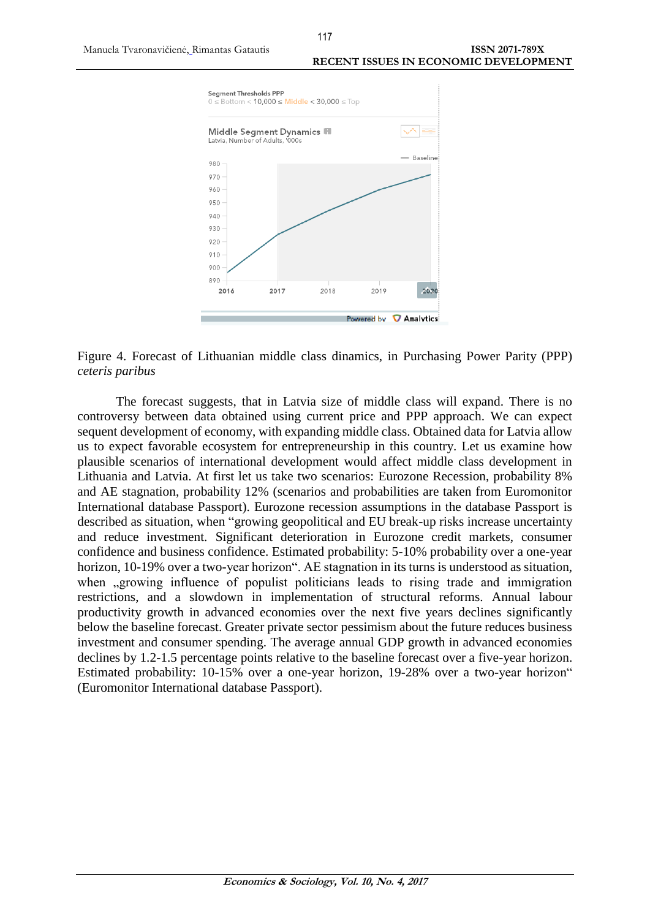Figure 4. Forecast of Lithuanian middle class dinamics, in Purchasing Power Parity (PPP) *ceteris paribus*

The forecast suggests, that in Latvia size of middle class will expand. There is no controversy between data obtained using current price and PPP approach. We can expect sequent development of economy, with expanding middle class. Obtained data for Latvia allow us to expect favorable ecosystem for entrepreneurship in this country. Let us examine how plausible scenarios of international development would affect middle class development in Lithuania and Latvia. At first let us take two scenarios: Eurozone Recession, probability 8% and AE stagnation, probability 12% (scenarios and probabilities are taken from Euromonitor International database Passport). Eurozone recession assumptions in the database Passport is described as situation, when "growing geopolitical and EU break-up risks increase uncertainty and reduce investment. Significant deterioration in Eurozone credit markets, consumer confidence and business confidence. Estimated probability: 5-10% probability over a one-year horizon, 10-19% over a two-year horizon". AE stagnation in its turns is understood as situation, when „growing influence of populist politicians leads to rising trade and immigration restrictions, and a slowdown in implementation of structural reforms. Annual labour productivity growth in advanced economies over the next five years declines significantly below the baseline forecast. Greater private sector pessimism about the future reduces business investment and consumer spending. The average annual GDP growth in advanced economies declines by 1.2-1.5 percentage points relative to the baseline forecast over a five-year horizon. Estimated probability: 10-15% over a one-year horizon, 19-28% over a two-year horizon" (Euromonitor International database Passport).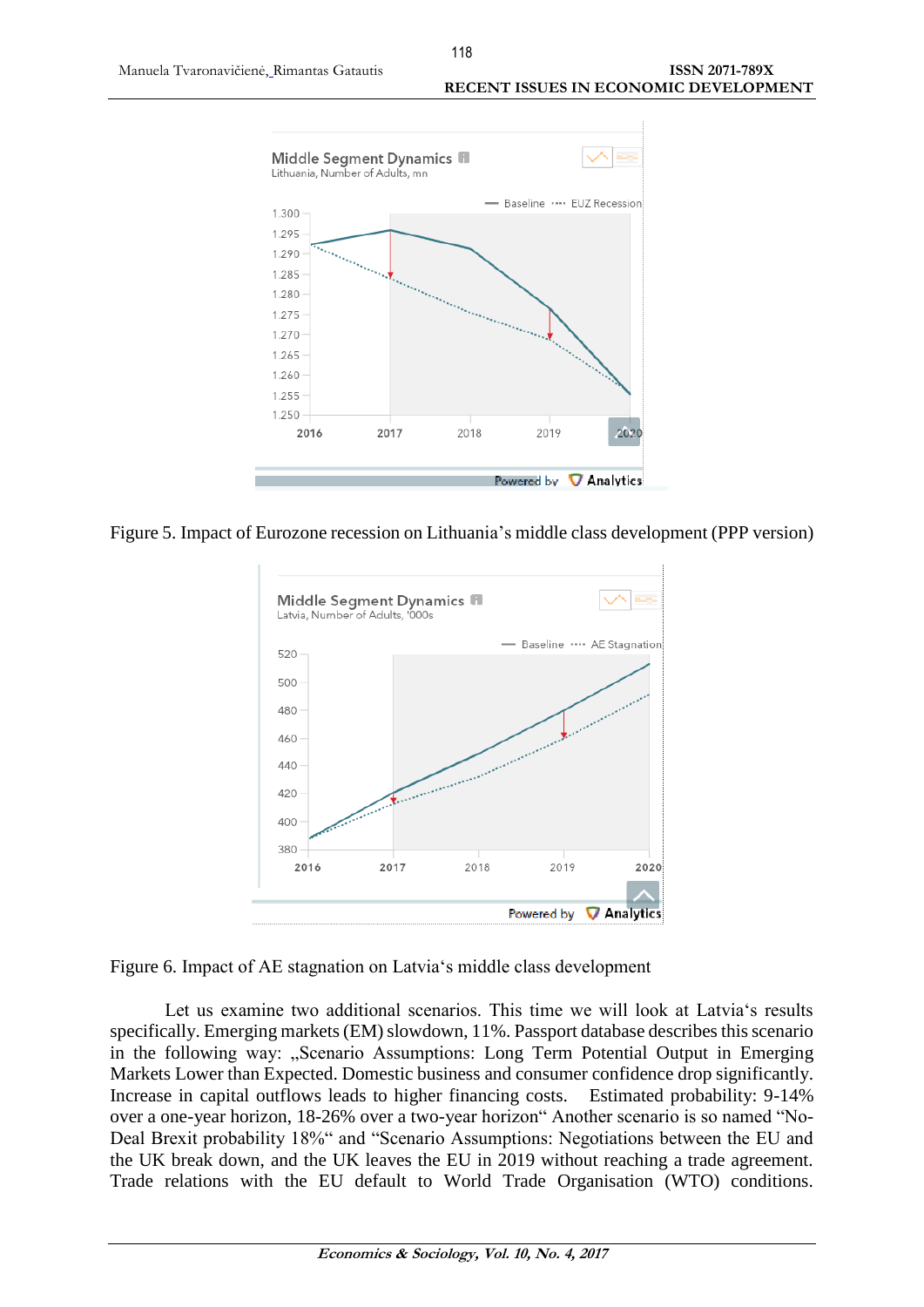Figure 5. Impact of Eurozone recession on Lithuania's middle class development (PPP version)

Figure 6. Impact of AE stagnation on Latvia's middle class development

Let us examine two additional scenarios. This time we will look at Latvia's results specifically. Emerging markets (EM) slowdown, 11%. Passport database describes this scenario in the following way: „Scenario Assumptions: Long Term Potential Output in Emerging Markets Lower than Expected. Domestic business and consumer confidence drop significantly. Increase in capital outflows leads to higher financing costs. Estimated probability: 9-14% over a one-year horizon, 18-26% over a two-year horizon" Another scenario is so named "No-Deal Brexit probability 18%" and "Scenario Assumptions: Negotiations between the EU and the UK break down, and the UK leaves the EU in 2019 without reaching a trade agreement. Trade relations with the EU default to World Trade Organisation (WTO) conditions.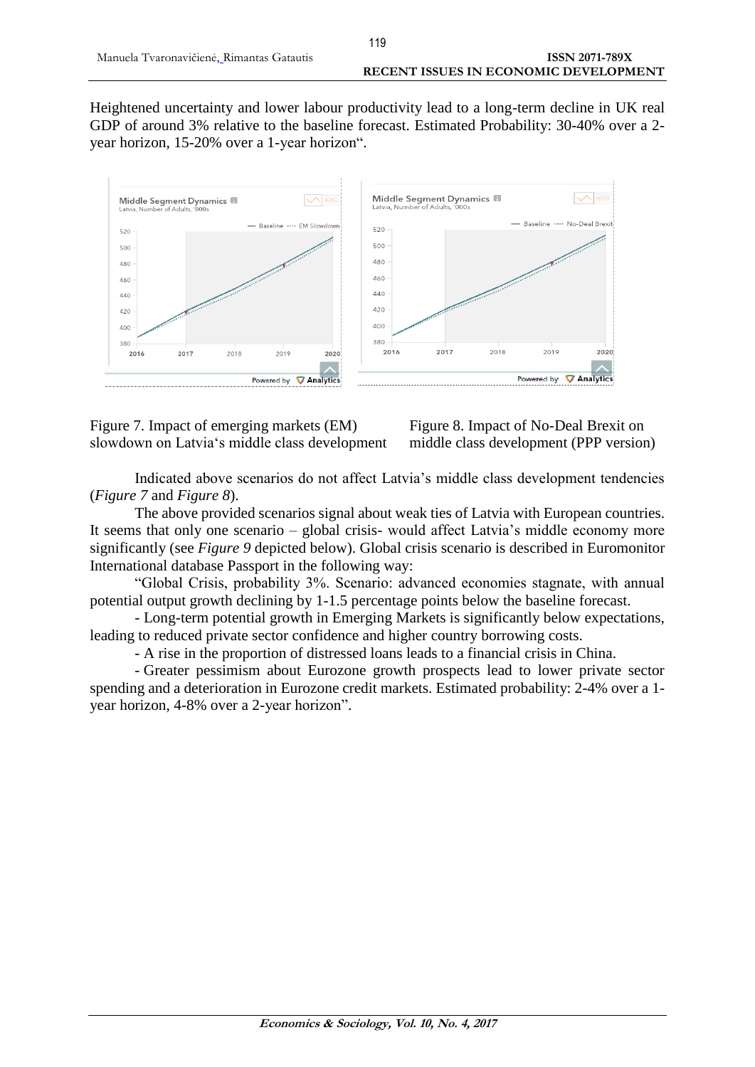Heightened uncertainty and lower labour productivity lead to a long-term decline in UK real GDP of around 3% relative to the baseline forecast. Estimated Probability: 30-40% over a 2-year horizon, 15-20% over a 1-year horizon".

Figure 7. Impact of emerging markets (EM) slowdown on Latvia's middle class development

Figure 8. Impact of No-Deal Brexit on middle class development (PPP version)

Indicated above scenarios do not affect Latvia's middle class development tendencies (*Figure 7* and *Figure 8*).

The above provided scenarios signal about weak ties of Latvia with European countries. It seems that only one scenario – global crisis- would affect Latvia's middle economy more significantly (see *Figure 9* depicted below). Global crisis scenario is described in Euromonitor International database Passport in the following way:

"Global Crisis, probability 3%. Scenario: advanced economies stagnate, with annual potential output growth declining by 1-1.5 percentage points below the baseline forecast.

- Long-term potential growth in Emerging Markets is significantly below expectations, leading to reduced private sector confidence and higher country borrowing costs.

- A rise in the proportion of distressed loans leads to a financial crisis in China.

- Greater pessimism about Eurozone growth prospects lead to lower private sector spending and a deterioration in Eurozone credit markets. Estimated probability: 2-4% over a 1-year horizon, 4-8% over a 2-year horizon".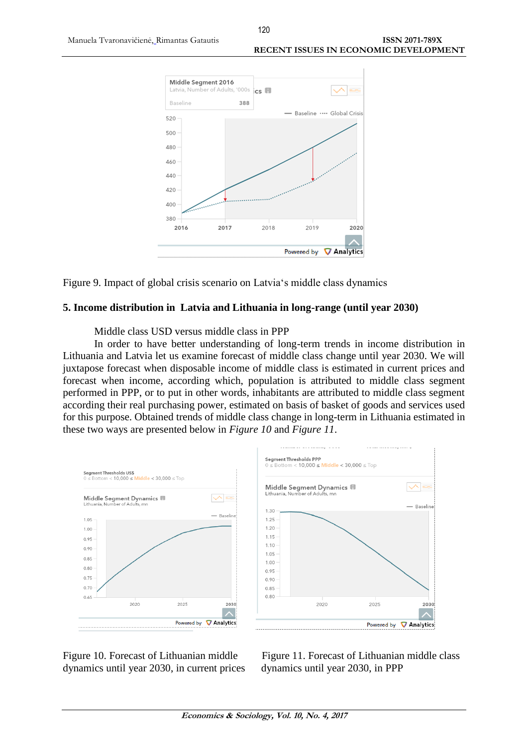Figure 9. Impact of global crisis scenario on Latvia's middle class dynamics

## 5. Income distribution in Latvia and Lithuania in long-range (until year 2030)

Middle class USD versus middle class in PPP

In order to have better understanding of long-term trends in income distribution in Lithuania and Latvia let us examine forecast of middle class change until year 2030. We will juxtapose forecast when disposable income of middle class is estimated in current prices and forecast when income, according which, population is attributed to middle class segment performed in PPP, or to put in other words, inhabitants are attributed to middle class segment according their real purchasing power, estimated on basis of basket of goods and services used for this purpose. Obtained trends of middle class change in long-term in Lithuania estimated in these two ways are presented below in *Figure 10* and *Figure 11*.

Figure 10. Forecast of Lithuanian middle dynamics until year 2030, in current prices

Figure 11. Forecast of Lithuanian middle class dynamics until year 2030, in PPP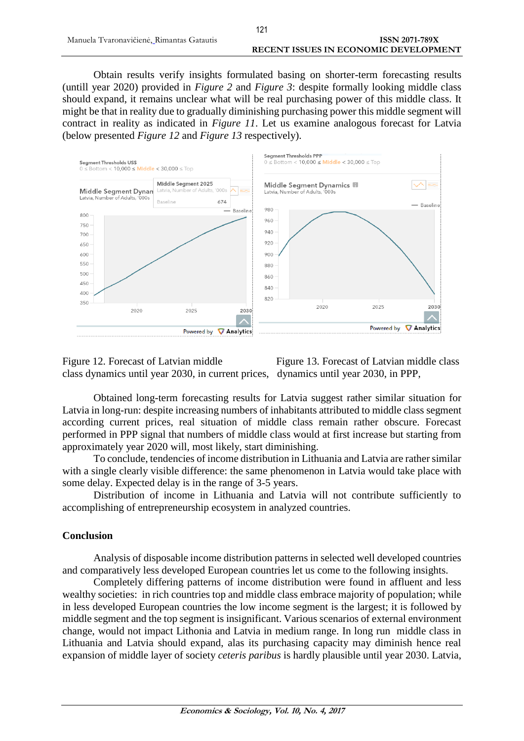Obtain results verify insights formulated basing on shorter-term forecasting results (untill year 2020) provided in *Figure 2* and *Figure 3*: despite formally looking middle class should expand, it remains unclear what will be real purchasing power of this middle class. It might be that in reality due to gradually diminishing purchasing power this middle segment will contract in reality as indicated in *Figure 11*. Let us examine analogous forecast for Latvia (below presented *Figure 12* and *Figure 13* respectively).

Figure 12. Forecast of Latvian middle class dynamics until year 2030, in current prices,

Figure 13. Forecast of Latvian middle class dynamics until year 2030, in PPP,

Obtained long-term forecasting results for Latvia suggest rather similar situation for Latvia in long-run: despite increasing numbers of inhabitants attributed to middle class segment according current prices, real situation of middle class remain rather obscure. Forecast performed in PPP signal that numbers of middle class would at first increase but starting from approximately year 2020 will, most likely, start diminishing.

To conclude, tendencies of income distribution in Lithuania and Latvia are rather similar with a single clearly visible difference: the same phenomenon in Latvia would take place with some delay. Expected delay is in the range of 3-5 years.

Distribution of income in Lithuania and Latvia will not contribute sufficiently to accomplishing of entrepreneurship ecosystem in analyzed countries.

## Conclusion

Analysis of disposable income distribution patterns in selected well developed countries and comparatively less developed European countries let us come to the following insights.

Completely differing patterns of income distribution were found in affluent and less wealthy societies: in rich countries top and middle class embrace majority of population; while in less developed European countries the low income segment is the largest; it is followed by middle segment and the top segment is insignificant. Various scenarios of external environment change, would not impact Lithonia and Latvia in medium range. In long run middle class in Lithuania and Latvia should expand, alas its purchasing capacity may diminish hence real expansion of middle layer of society *ceteris paribus* is hardly plausible until year 2030. Latvia,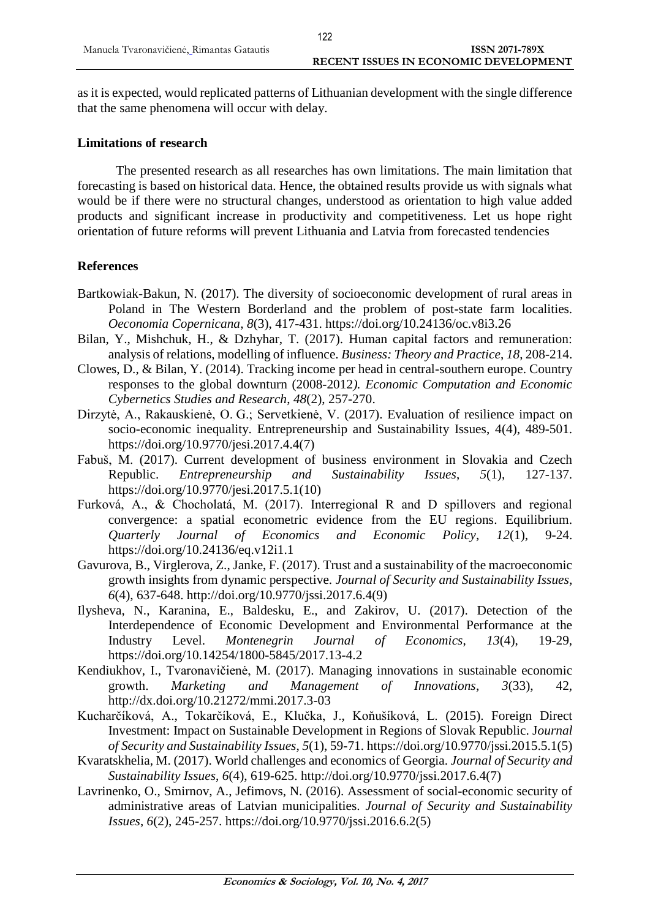as it is expected, would replicated patterns of Lithuanian development with the single difference that the same phenomena will occur with delay.

## Limitations of research

The presented research as all researches has own limitations. The main limitation that forecasting is based on historical data. Hence, the obtained results provide us with signals what would be if there were no structural changes, understood as orientation to high value added products and significant increase in productivity and competitiveness. Let us hope right orientation of future reforms will prevent Lithuania and Latvia from forecasted tendencies

## References

Bartkowiak-Bakun, N. (2017). The diversity of socioeconomic development of rural areas in Poland in The Western Borderland and the problem of post-state farm localities. *Oeconomia Copernicana*, *8*(3), 417-431. https://doi.org/10.24136/oc.v8i3.26

Bilan, Y., Mishchuk, H., & Dzhyhar, T. (2017). Human capital factors and remuneration: analysis of relations, modelling of influence. *Business: Theory and Practice*, *18*, 208-214.

Clowes, D., & Bilan, Y. (2014). Tracking income per head in central-southern europe. Country responses to the global downturn (2008-2012*). Economic Computation and Economic Cybernetics Studies and Research*, *48*(2), 257-270.

Dirzytė, A., Rakauskienė, O. G.; Servetkienė, V. (2017). Evaluation of resilience impact on socio-economic inequality. Entrepreneurship and Sustainability Issues, 4(4), 489-501. https://doi.org/10.9770/jesi.2017.4.4(7)

Fabuš, M. (2017). Current development of business environment in Slovakia and Czech Republic. *Entrepreneurship and Sustainability Issues*, *5*(1), 127-137. https://doi.org/10.9770/jesi.2017.5.1(10)

Furková, A., & Chocholatá, M. (2017). Interregional R and D spillovers and regional convergence: a spatial econometric evidence from the EU regions. Equilibrium. *Quarterly Journal of Economics and Economic Policy*, *12*(1), 9-24. https://doi.org/10.24136/eq.v12i1.1

Gavurova, B., Virglerova, Z., Janke, F. (2017). Trust and a sustainability of the macroeconomic growth insights from dynamic perspective. *Journal of Security and Sustainability Issues*, *6*(4), 637-648. http://doi.org/10.9770/jssi.2017.6.4(9)

Ilysheva, N., Karanina, E., Baldesku, E., and Zakirov, U. (2017). Detection of the Interdependence of Economic Development and Environmental Performance at the Industry Level. *Montenegrin Journal of Economics*, *13*(4), 19-29, https://doi.org/10.14254/1800-5845/2017.13-4.2

Kendiukhov, I., Tvaronavičienė, M. (2017). Managing innovations in sustainable economic growth. *Marketing and Management of Innovations*, *3*(33), 42, http://dx.doi.org/10.21272/mmi.2017.3-03

Kucharčíková, A., Tokarčíková, E., Klučka, J., Koňušíková, L. (2015). Foreign Direct Investment: Impact on Sustainable Development in Regions of Slovak Republic. J*ournal of Security and Sustainability Issues*, *5*(1), 59-71. https://doi.org/10.9770/jssi.2015.5.1(5)

Kvaratskhelia, M. (2017). World challenges and economics of Georgia. *Journal of Security and Sustainability Issues*, *6*(4), 619-625. http://doi.org/10.9770/jssi.2017.6.4(7)

Lavrinenko, O., Smirnov, A., Jefimovs, N. (2016). Assessment of social-economic security of administrative areas of Latvian municipalities. *Journal of Security and Sustainability Issues*, *6*(2), 245-257. https://doi.org/10.9770/jssi.2016.6.2(5)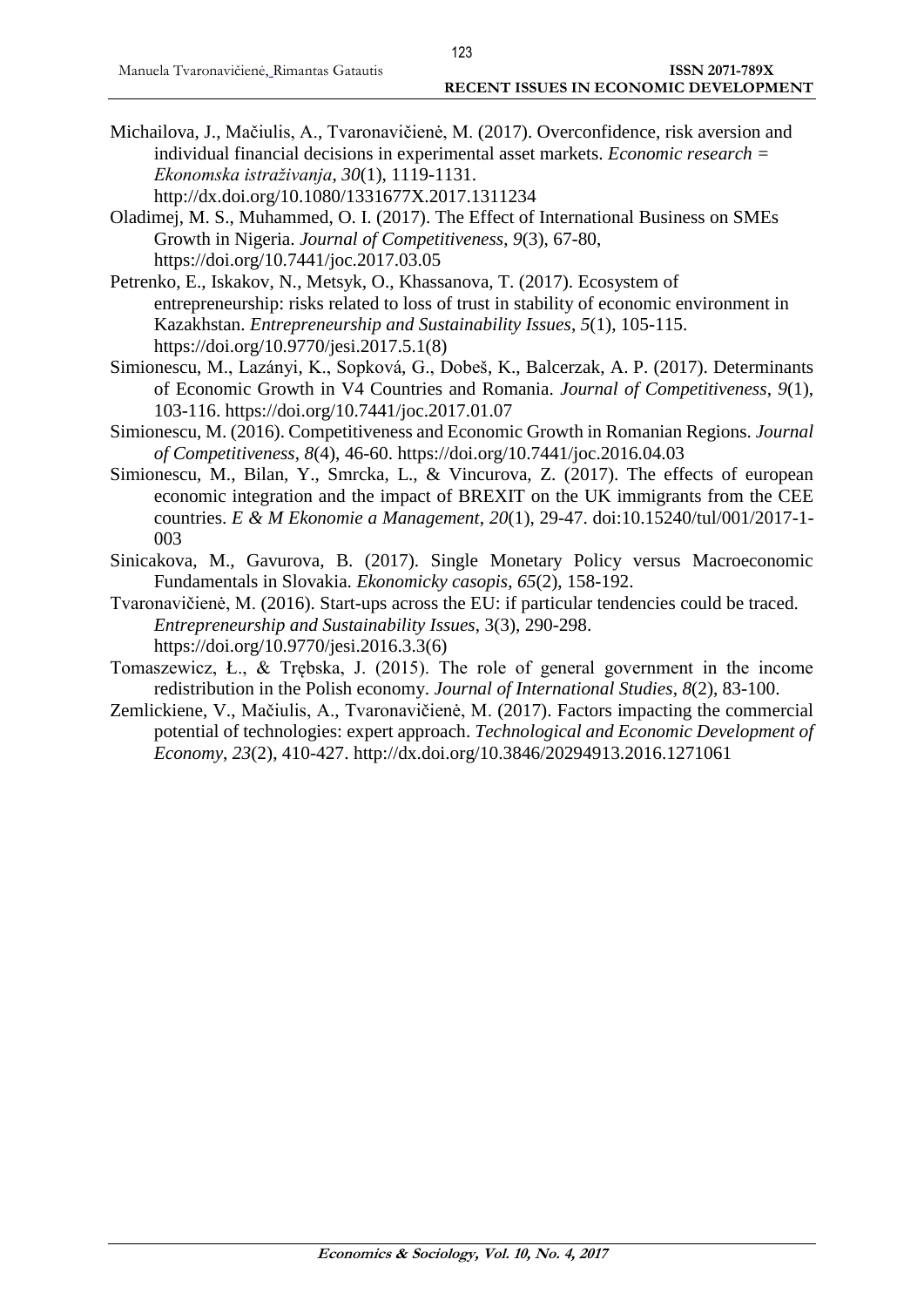Michailova, J., Mačiulis, A., Tvaronavičienė, M. (2017). Overconfidence, risk aversion and individual financial decisions in experimental asset markets. *Economic research = Ekonomska istraživanja*, *30*(1), 1119-1131. http://dx.doi.org/10.1080/1331677X.2017.1311234

Oladimej, M. S., Muhammed, O. I. (2017). The Effect of International Business on SMEs Growth in Nigeria. *Journal of Competitiveness*, *9*(3), 67-80, https://doi.org/10.7441/joc.2017.03.05

Petrenko, E., Iskakov, N., Metsyk, O., Khassanova, T. (2017). Ecosystem of entrepreneurship: risks related to loss of trust in stability of economic environment in Kazakhstan. *Entrepreneurship and Sustainability Issues*, *5*(1), 105-115. https://doi.org/10.9770/jesi.2017.5.1(8)

Simionescu, M., Lazányi, K., Sopková, G., Dobeš, K., Balcerzak, A. P. (2017). Determinants of Economic Growth in V4 Countries and Romania. *Journal of Competitiveness*, *9*(1), 103-116. https://doi.org/10.7441/joc.2017.01.07

Simionescu, M. (2016). Competitiveness and Economic Growth in Romanian Regions. *Journal of Competitiveness*, *8*(4), 46-60. https://doi.org/10.7441/joc.2016.04.03

Simionescu, M., Bilan, Y., Smrcka, L., & Vincurova, Z. (2017). The effects of european economic integration and the impact of BREXIT on the UK immigrants from the CEE countries. *E & M Ekonomie a Management*, *20*(1), 29-47. doi:10.15240/tul/001/2017-1-003

Sinicakova, M., Gavurova, B. (2017). Single Monetary Policy versus Macroeconomic Fundamentals in Slovakia. *Ekonomicky casopis*, *65*(2), 158-192.

Tvaronavičienė, M. (2016). Start-ups across the EU: if particular tendencies could be traced. *Entrepreneurship and Sustainability Issues*, 3(3), 290-298. https://doi.org/10.9770/jesi.2016.3.3(6)

Tomaszewicz, Ł., & Trębska, J. (2015). The role of general government in the income redistribution in the Polish economy. *Journal of International Studies*, *8*(2), 83-100.

Zemlickiene, V., Mačiulis, A., Tvaronavičienė, M. (2017). Factors impacting the commercial potential of technologies: expert approach. *Technological and Economic Development of Economy*, *23*(2), 410-427. http://dx.doi.org/10.3846/20294913.2016.1271061